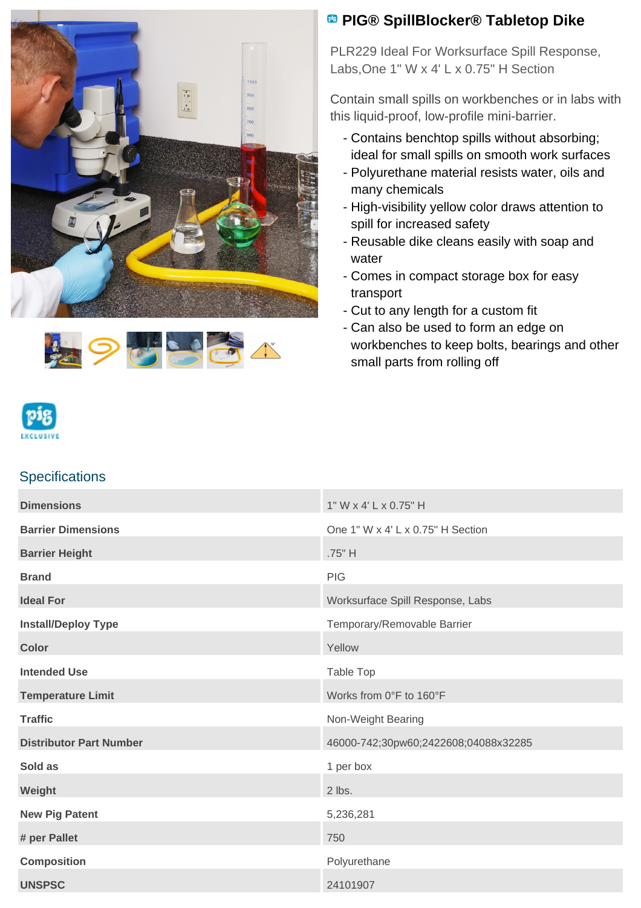# PIG® SpillBlocker® Tabletop Dike

PLR229 Ideal For Worksurface Spill Response, Labs,One 1" W x 4' L x 0.75" H Section

Contain small spills on workbenches or in labs with this liquid-proof, low-profile mini-barrier.

- Contains benchtop spills without absorbing; ideal for small spills on smooth work surfaces
- Polyurethane material resists water, oils and many chemicals
- High-visibility yellow color draws attention to spill for increased safety
- Reusable dike cleans easily with soap and water
- Comes in compact storage box for easy transport
- Cut to any length for a custom fit
- Can also be used to form an edge on workbenches to keep bolts, bearings and other small parts from rolling off

## Specifications

| | |
|---|---|
| **Dimensions** | 1" W x 4' L x 0.75" H |
| **Barrier Dimensions** | One 1" W x 4' L x 0.75" H Section |
| **Barrier Height** | .75" H |
| **Brand** | PIG |
| **Ideal For** | Worksurface Spill Response, Labs |
| **Install/Deploy Type** | Temporary/Removable Barrier |
| **Color** | Yellow |
| **Intended Use** | Table Top |
| **Temperature Limit** | Works from 0°F to 160°F |
| **Traffic** | Non-Weight Bearing |
| **Distributor Part Number** | 46000-742;30pw60;2422608;04088x32285 |
| **Sold as** | 1 per box |
| **Weight** | 2 lbs. |
| **New Pig Patent** | 5,236,281 |
| **# per Pallet** | 750 |
| **Composition** | Polyurethane |
| **UNSPSC** | 24101907 |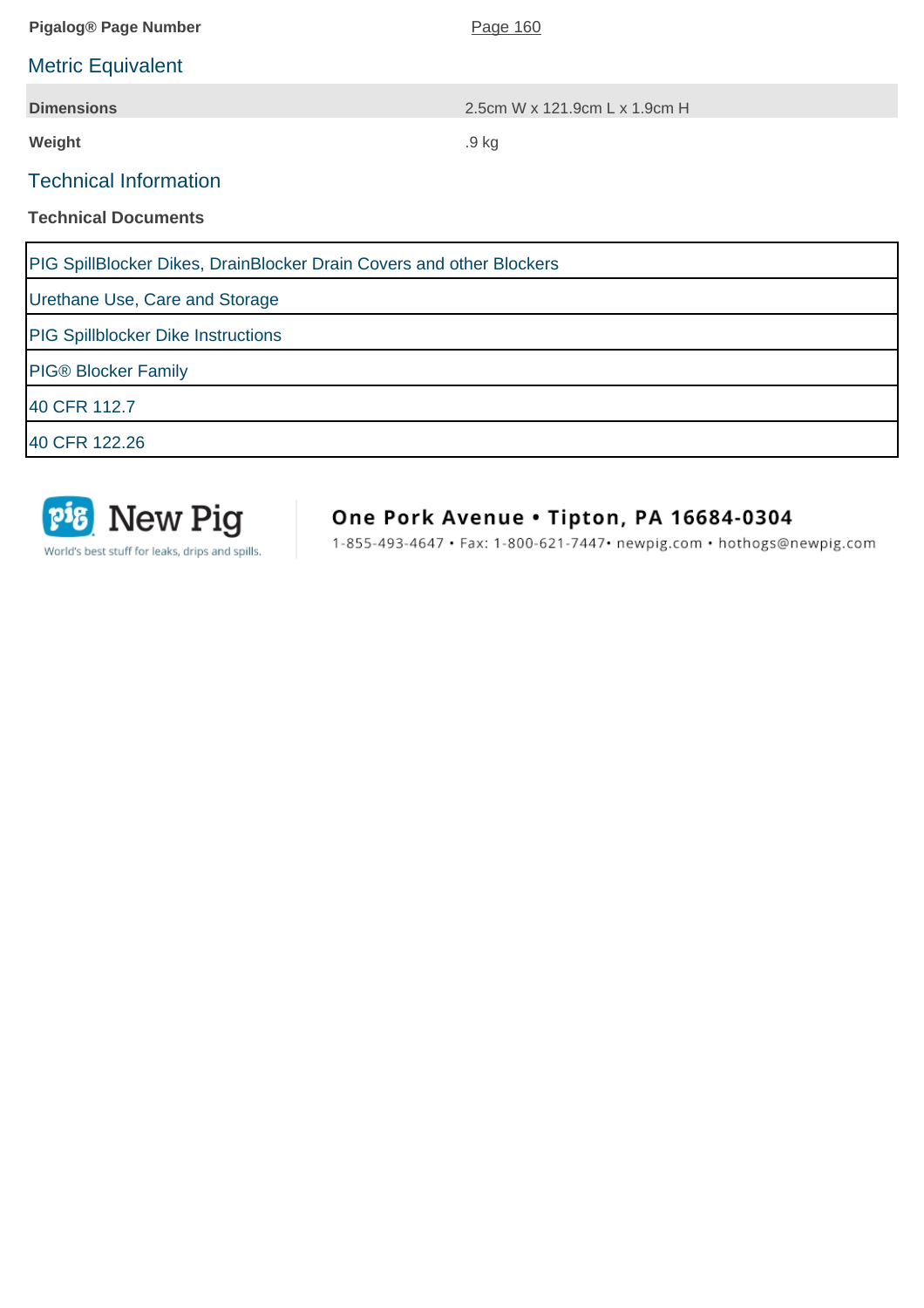| | |
|---|---|
| **Pigalog® Page Number** | Page 160 |

## Metric Equivalent

| | |
|---|---|
| **Dimensions** | 2.5cm W x 121.9cm L x 1.9cm H |
| **Weight** | .9 kg |

## Technical Information

**Technical Documents**

| |
|---|
| PIG SpillBlocker Dikes, DrainBlocker Drain Covers and other Blockers |
| Urethane Use, Care and Storage |
| PIG Spillblocker Dike Instructions |
| PIG® Blocker Family |
| 40 CFR 112.7 |
| 40 CFR 122.26 |

New Pig
World's best stuff for leaks, drips and spills.

One Pork Avenue • Tipton, PA 16684-0304
1-855-493-4647 • Fax: 1-800-621-7447• newpig.com • hothogs@newpig.com